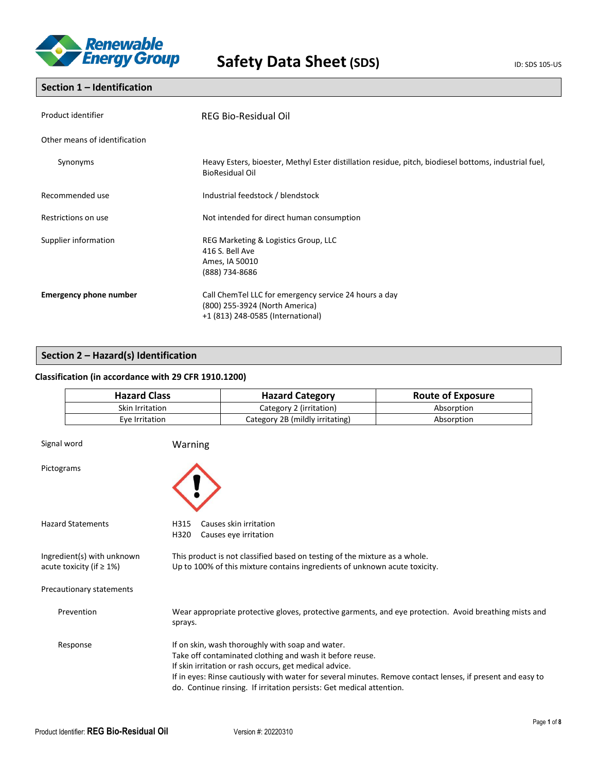# Safety Data Sheet (SDS)

ID: SDS 105-US

## Section 1 – Identification

| | |
|---|---|
| Product identifier | REG Bio-Residual Oil |
| Other means of identification | |
| Synonyms | Heavy Esters, bioester, Methyl Ester distillation residue, pitch, biodiesel bottoms, industrial fuel, BioResidual Oil |
| Recommended use | Industrial feedstock / blendstock |
| Restrictions on use | Not intended for direct human consumption |
| Supplier information | REG Marketing & Logistics Group, LLC<br>416 S. Bell Ave<br>Ames, IA 50010<br>(888) 734-8686 |
| **Emergency phone number** | Call ChemTel LLC for emergency service 24 hours a day<br>(800) 255-3924 (North America)<br>+1 (813) 248-0585 (International) |

## Section 2 – Hazard(s) Identification

### Classification (in accordance with 29 CFR 1910.1200)

| Hazard Class | Hazard Category | Route of Exposure |
|---|---|---|
| Skin Irritation | Category 2 (irritation) | Absorption |
| Eye Irritation | Category 2B (mildly irritating) | Absorption |

**Signal word:** Warning

**Pictograms:**

**Hazard Statements:**

H315 Causes skin irritation
H320 Causes eye irritation

**Ingredient(s) with unknown acute toxicity (if ≥ 1%):**

This product is not classified based on testing of the mixture as a whole.
Up to 100% of this mixture contains ingredients of unknown acute toxicity.

**Precautionary statements**

**Prevention:** Wear appropriate protective gloves, protective garments, and eye protection. Avoid breathing mists and sprays.

**Response:**

If on skin, wash thoroughly with soap and water.
Take off contaminated clothing and wash it before reuse.
If skin irritation or rash occurs, get medical advice.
If in eyes: Rinse cautiously with water for several minutes. Remove contact lenses, if present and easy to do. Continue rinsing. If irritation persists: Get medical attention.

Product Identifier: **REG Bio-Residual Oil** Version #: 20220310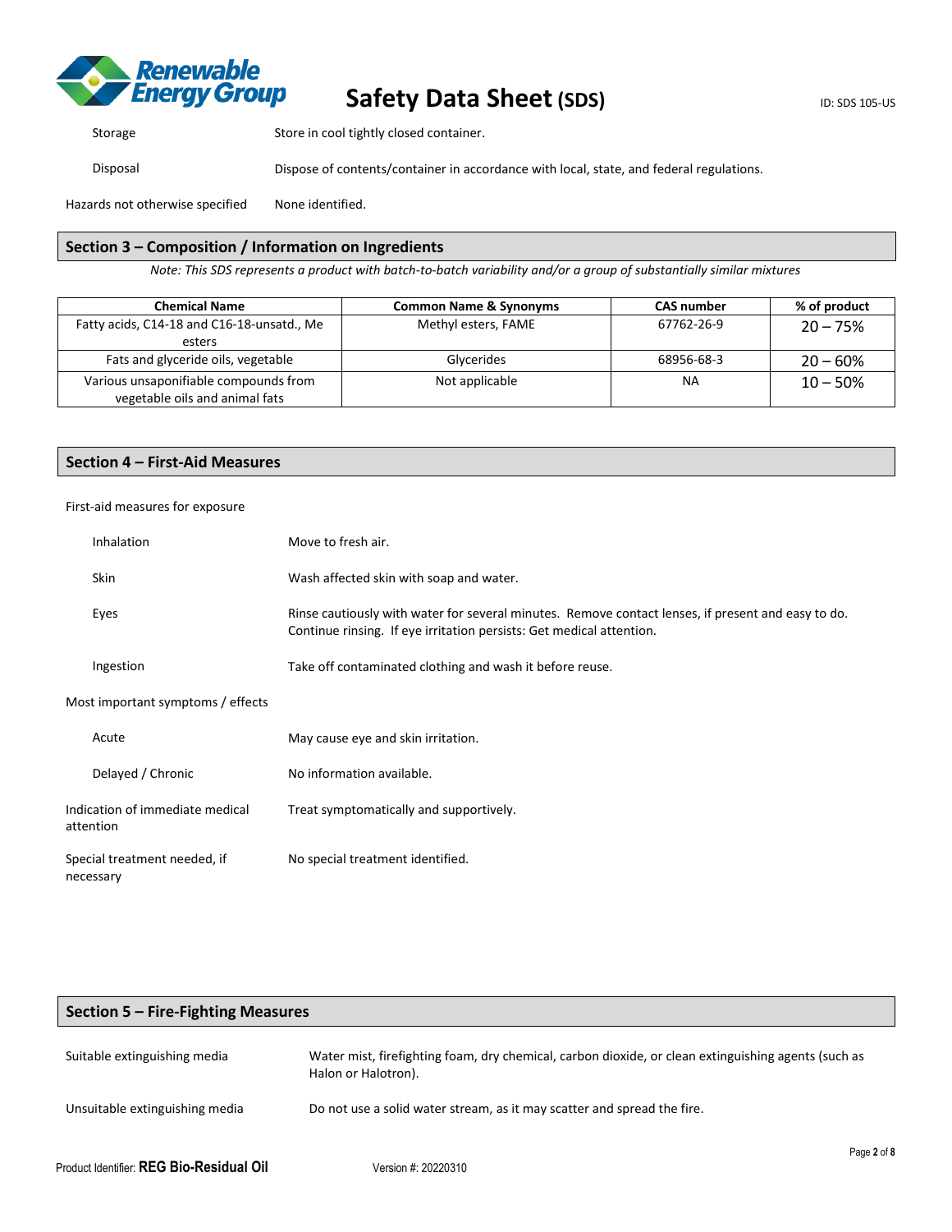| | |
|---|---|
| Storage | Store in cool tightly closed container. |
| Disposal | Dispose of contents/container in accordance with local, state, and federal regulations. |
| Hazards not otherwise specified | None identified. |

## Section 3 – Composition / Information on Ingredients

*Note: This SDS represents a product with batch-to-batch variability and/or a group of substantially similar mixtures*

| Chemical Name | Common Name & Synonyms | CAS number | % of product |
|---|---|---|---|
| Fatty acids, C14-18 and C16-18-unsatd., Me esters | Methyl esters, FAME | 67762-26-9 | 20 – 75% |
| Fats and glyceride oils, vegetable | Glycerides | 68956-68-3 | 20 – 60% |
| Various unsaponifiable compounds from vegetable oils and animal fats | Not applicable | NA | 10 – 50% |

## Section 4 – First-Aid Measures

First-aid measures for exposure

| | |
|---|---|
| Inhalation | Move to fresh air. |
| Skin | Wash affected skin with soap and water. |
| Eyes | Rinse cautiously with water for several minutes. Remove contact lenses, if present and easy to do. Continue rinsing. If eye irritation persists: Get medical attention. |
| Ingestion | Take off contaminated clothing and wash it before reuse. |

Most important symptoms / effects

| | |
|---|---|
| Acute | May cause eye and skin irritation. |
| Delayed / Chronic | No information available. |

| | |
|---|---|
| Indication of immediate medical attention | Treat symptomatically and supportively. |
| Special treatment needed, if necessary | No special treatment identified. |

## Section 5 – Fire-Fighting Measures

| | |
|---|---|
| Suitable extinguishing media | Water mist, firefighting foam, dry chemical, carbon dioxide, or clean extinguishing agents (such as Halon or Halotron). |
| Unsuitable extinguishing media | Do not use a solid water stream, as it may scatter and spread the fire. |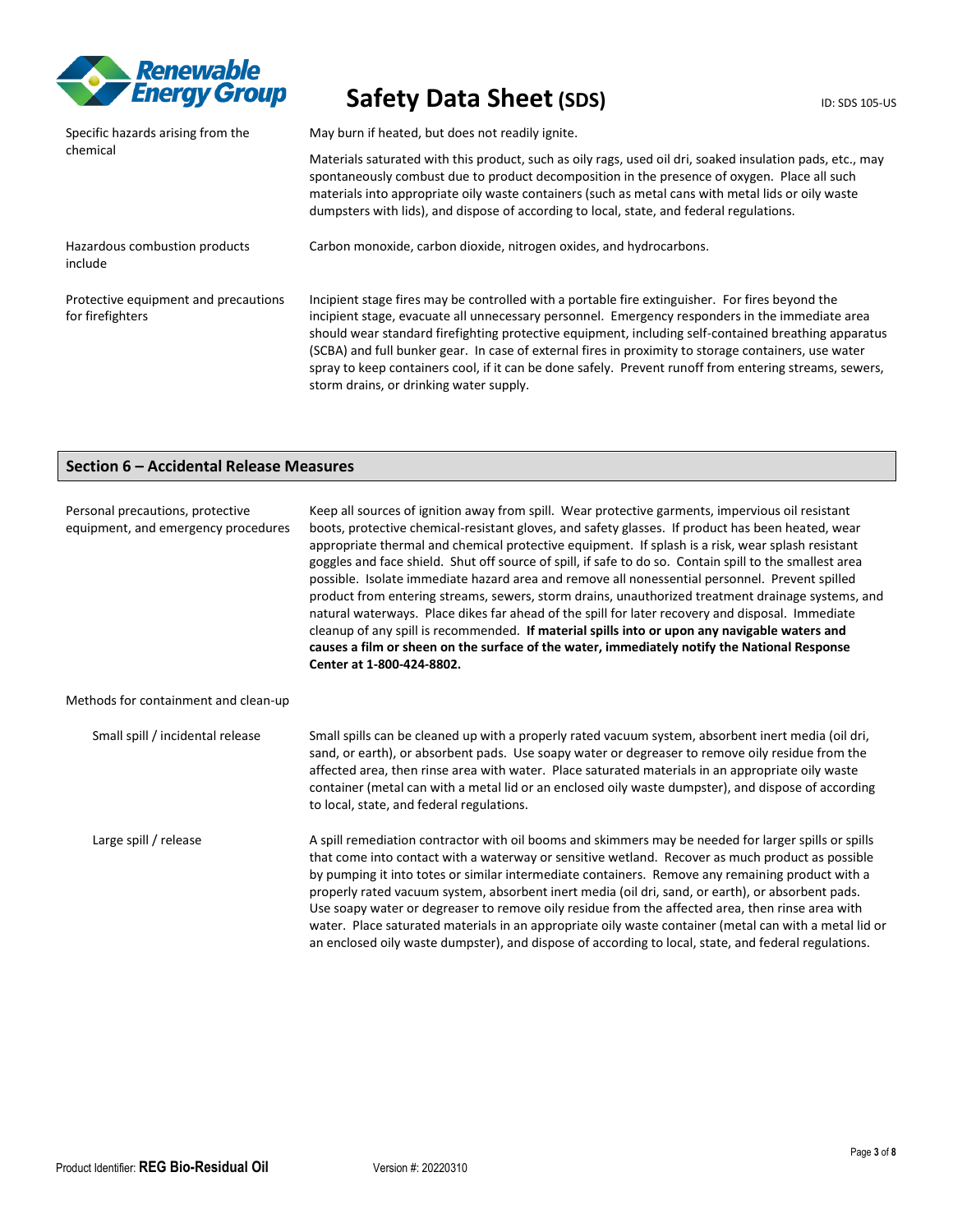| | |
|---|---|
| Specific hazards arising from the chemical | May burn if heated, but does not readily ignite. |
| | Materials saturated with this product, such as oily rags, used oil dri, soaked insulation pads, etc., may spontaneously combust due to product decomposition in the presence of oxygen. Place all such materials into appropriate oily waste containers (such as metal cans with metal lids or oily waste dumpsters with lids), and dispose of according to local, state, and federal regulations. |
| Hazardous combustion products include | Carbon monoxide, carbon dioxide, nitrogen oxides, and hydrocarbons. |
| Protective equipment and precautions for firefighters | Incipient stage fires may be controlled with a portable fire extinguisher. For fires beyond the incipient stage, evacuate all unnecessary personnel. Emergency responders in the immediate area should wear standard firefighting protective equipment, including self-contained breathing apparatus (SCBA) and full bunker gear. In case of external fires in proximity to storage containers, use water spray to keep containers cool, if it can be done safely. Prevent runoff from entering streams, sewers, storm drains, or drinking water supply. |

## Section 6 – Accidental Release Measures

| | |
|---|---|
| Personal precautions, protective equipment, and emergency procedures | Keep all sources of ignition away from spill. Wear protective garments, impervious oil resistant boots, protective chemical-resistant gloves, and safety glasses. If product has been heated, wear appropriate thermal and chemical protective equipment. If splash is a risk, wear splash resistant goggles and face shield. Shut off source of spill, if safe to do so. Contain spill to the smallest area possible. Isolate immediate hazard area and remove all nonessential personnel. Prevent spilled product from entering streams, sewers, storm drains, unauthorized treatment drainage systems, and natural waterways. Place dikes far ahead of the spill for later recovery and disposal. Immediate cleanup of any spill is recommended. **If material spills into or upon any navigable waters and causes a film or sheen on the surface of the water, immediately notify the National Response Center at 1-800-424-8802.** |
| Methods for containment and clean-up | |
| Small spill / incidental release | Small spills can be cleaned up with a properly rated vacuum system, absorbent inert media (oil dri, sand, or earth), or absorbent pads. Use soapy water or degreaser to remove oily residue from the affected area, then rinse area with water. Place saturated materials in an appropriate oily waste container (metal can with a metal lid or an enclosed oily waste dumpster), and dispose of according to local, state, and federal regulations. |
| Large spill / release | A spill remediation contractor with oil booms and skimmers may be needed for larger spills or spills that come into contact with a waterway or sensitive wetland. Recover as much product as possible by pumping it into totes or similar intermediate containers. Remove any remaining product with a properly rated vacuum system, absorbent inert media (oil dri, sand, or earth), or absorbent pads. Use soapy water or degreaser to remove oily residue from the affected area, then rinse area with water. Place saturated materials in an appropriate oily waste container (metal can with a metal lid or an enclosed oily waste dumpster), and dispose of according to local, state, and federal regulations. |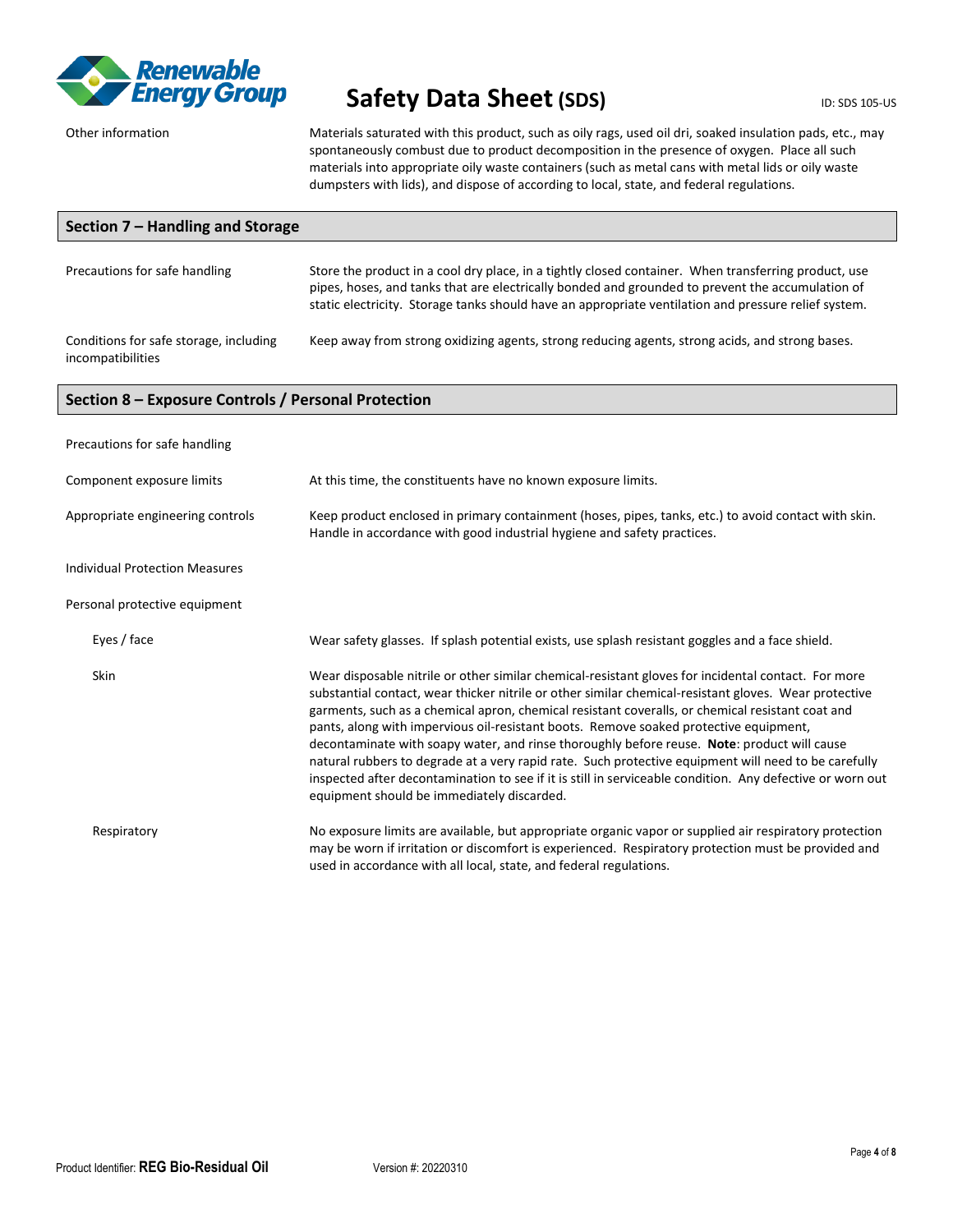| | |
|---|---|
| Other information | Materials saturated with this product, such as oily rags, used oil dri, soaked insulation pads, etc., may spontaneously combust due to product decomposition in the presence of oxygen. Place all such materials into appropriate oily waste containers (such as metal cans with metal lids or oily waste dumpsters with lids), and dispose of according to local, state, and federal regulations. |

## Section 7 – Handling and Storage

| | |
|---|---|
| Precautions for safe handling | Store the product in a cool dry place, in a tightly closed container. When transferring product, use pipes, hoses, and tanks that are electrically bonded and grounded to prevent the accumulation of static electricity. Storage tanks should have an appropriate ventilation and pressure relief system. |
| Conditions for safe storage, including incompatibilities | Keep away from strong oxidizing agents, strong reducing agents, strong acids, and strong bases. |

## Section 8 – Exposure Controls / Personal Protection

| | |
|---|---|
| Precautions for safe handling | |
| Component exposure limits | At this time, the constituents have no known exposure limits. |
| Appropriate engineering controls | Keep product enclosed in primary containment (hoses, pipes, tanks, etc.) to avoid contact with skin. Handle in accordance with good industrial hygiene and safety practices. |
| Individual Protection Measures | |
| Personal protective equipment | |
| Eyes / face | Wear safety glasses. If splash potential exists, use splash resistant goggles and a face shield. |
| Skin | Wear disposable nitrile or other similar chemical-resistant gloves for incidental contact. For more substantial contact, wear thicker nitrile or other similar chemical-resistant gloves. Wear protective garments, such as a chemical apron, chemical resistant coveralls, or chemical resistant coat and pants, along with impervious oil-resistant boots. Remove soaked protective equipment, decontaminate with soapy water, and rinse thoroughly before reuse. **Note**: product will cause natural rubbers to degrade at a very rapid rate. Such protective equipment will need to be carefully inspected after decontamination to see if it is still in serviceable condition. Any defective or worn out equipment should be immediately discarded. |
| Respiratory | No exposure limits are available, but appropriate organic vapor or supplied air respiratory protection may be worn if irritation or discomfort is experienced. Respiratory protection must be provided and used in accordance with all local, state, and federal regulations. |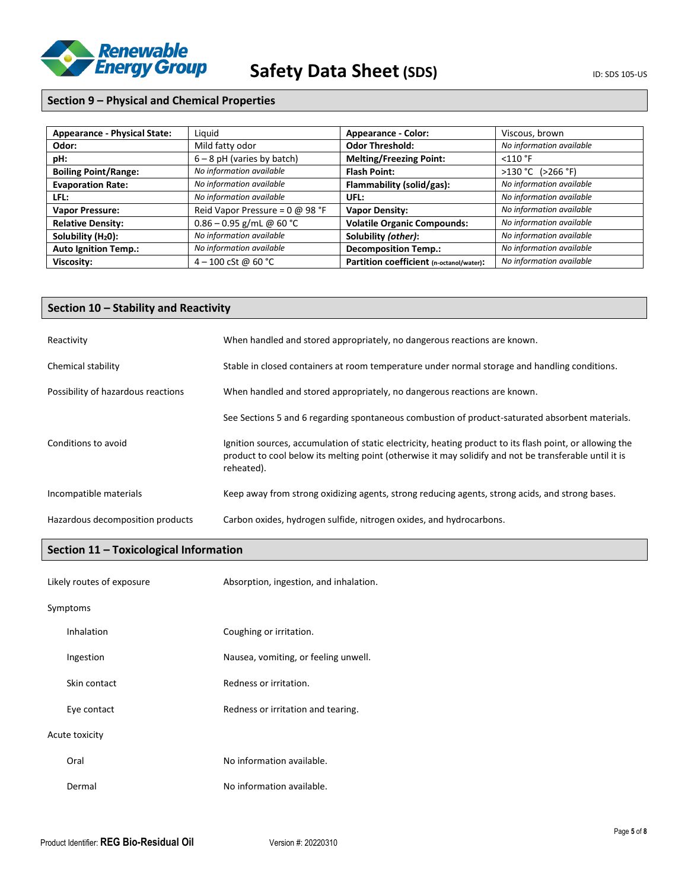## Section 9 – Physical and Chemical Properties

| | | | |
|---|---|---|---|
| **Appearance - Physical State:** | Liquid | **Appearance - Color:** | Viscous, brown |
| **Odor:** | Mild fatty odor | **Odor Threshold:** | *No information available* |
| **pH:** | 6 – 8 pH (varies by batch) | **Melting/Freezing Point:** | <110 °F |
| **Boiling Point/Range:** | *No information available* | **Flash Point:** | >130 °C (>266 °F) |
| **Evaporation Rate:** | *No information available* | **Flammability (solid/gas):** | *No information available* |
| **LFL:** | *No information available* | **UFL:** | *No information available* |
| **Vapor Pressure:** | Reid Vapor Pressure = 0 @ 98 °F | **Vapor Density:** | *No information available* |
| **Relative Density:** | 0.86 – 0.95 g/mL @ 60 °C | **Volatile Organic Compounds:** | *No information available* |
| **Solubility ($H_2O$):** | *No information available* | **Solubility *(other)*:** | *No information available* |
| **Auto Ignition Temp.:** | *No information available* | **Decomposition Temp.:** | *No information available* |
| **Viscosity:** | 4 – 100 cSt @ 60 °C | **Partition coefficient (n-octanol/water):** | *No information available* |

## Section 10 – Stability and Reactivity

| | |
|---|---|
| Reactivity | When handled and stored appropriately, no dangerous reactions are known. |
| Chemical stability | Stable in closed containers at room temperature under normal storage and handling conditions. |
| Possibility of hazardous reactions | When handled and stored appropriately, no dangerous reactions are known. See Sections 5 and 6 regarding spontaneous combustion of product-saturated absorbent materials. |
| Conditions to avoid | Ignition sources, accumulation of static electricity, heating product to its flash point, or allowing the product to cool below its melting point (otherwise it may solidify and not be transferable until it is reheated). |
| Incompatible materials | Keep away from strong oxidizing agents, strong reducing agents, strong acids, and strong bases. |
| Hazardous decomposition products | Carbon oxides, hydrogen sulfide, nitrogen oxides, and hydrocarbons. |

## Section 11 – Toxicological Information

Likely routes of exposure: Absorption, ingestion, and inhalation.

Symptoms

- Inhalation: Coughing or irritation.
- Ingestion: Nausea, vomiting, or feeling unwell.
- Skin contact: Redness or irritation.
- Eye contact: Redness or irritation and tearing.

Acute toxicity

- Oral: No information available.
- Dermal: No information available.

Product Identifier: **REG Bio-Residual Oil** Version #: 20220310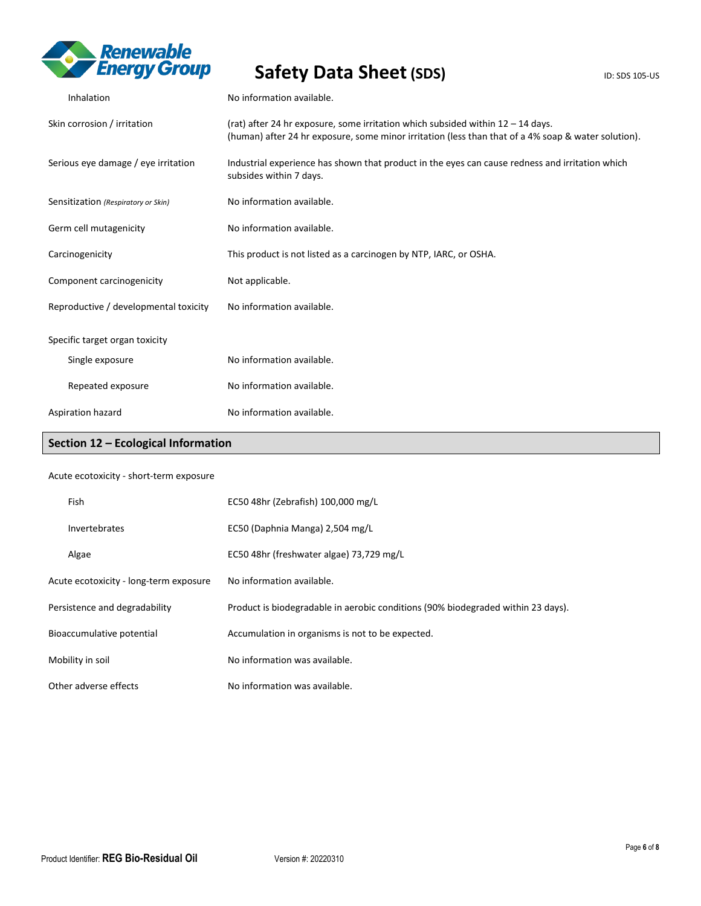| | |
|---|---|
| Inhalation | No information available. |
| Skin corrosion / irritation | (rat) after 24 hr exposure, some irritation which subsided within 12 – 14 days.<br>(human) after 24 hr exposure, some minor irritation (less than that of a 4% soap & water solution). |
| Serious eye damage / eye irritation | Industrial experience has shown that product in the eyes can cause redness and irritation which subsides within 7 days. |
| Sensitization *(Respiratory or Skin)* | No information available. |
| Germ cell mutagenicity | No information available. |
| Carcinogenicity | This product is not listed as a carcinogen by NTP, IARC, or OSHA. |
| Component carcinogenicity | Not applicable. |
| Reproductive / developmental toxicity | No information available. |
| Specific target organ toxicity | |
| Single exposure | No information available. |
| Repeated exposure | No information available. |
| Aspiration hazard | No information available. |

## Section 12 – Ecological Information

| | |
|---|---|
| Acute ecotoxicity - short-term exposure | |
| Fish | EC50 48hr (Zebrafish) 100,000 mg/L |
| Invertebrates | EC50 (Daphnia Manga) 2,504 mg/L |
| Algae | EC50 48hr (freshwater algae) 73,729 mg/L |
| Acute ecotoxicity - long-term exposure | No information available. |
| Persistence and degradability | Product is biodegradable in aerobic conditions (90% biodegraded within 23 days). |
| Bioaccumulative potential | Accumulation in organisms is not to be expected. |
| Mobility in soil | No information was available. |
| Other adverse effects | No information was available. |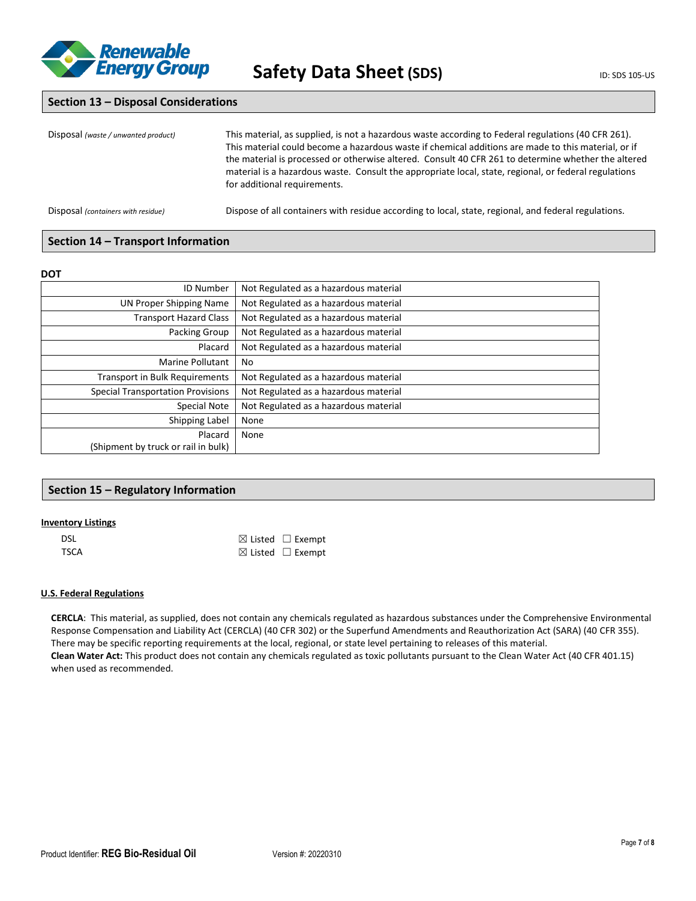## Section 13 – Disposal Considerations

| | |
|---|---|
| Disposal *(waste / unwanted product)* | This material, as supplied, is not a hazardous waste according to Federal regulations (40 CFR 261). This material could become a hazardous waste if chemical additions are made to this material, or if the material is processed or otherwise altered. Consult 40 CFR 261 to determine whether the altered material is a hazardous waste. Consult the appropriate local, state, regional, or federal regulations for additional requirements. |
| Disposal *(containers with residue)* | Dispose of all containers with residue according to local, state, regional, and federal regulations. |

## Section 14 – Transport Information

**DOT**

| | |
|---|---|
| ID Number | Not Regulated as a hazardous material |
| UN Proper Shipping Name | Not Regulated as a hazardous material |
| Transport Hazard Class | Not Regulated as a hazardous material |
| Packing Group | Not Regulated as a hazardous material |
| Placard | Not Regulated as a hazardous material |
| Marine Pollutant | No |
| Transport in Bulk Requirements | Not Regulated as a hazardous material |
| Special Transportation Provisions | Not Regulated as a hazardous material |
| Special Note | Not Regulated as a hazardous material |
| Shipping Label | None |
| Placard (Shipment by truck or rail in bulk) | None |

## Section 15 – Regulatory Information

**Inventory Listings**

| | |
|---|---|
| DSL | ☒ Listed ☐ Exempt |
| TSCA | ☒ Listed ☐ Exempt |

**U.S. Federal Regulations**

**CERCLA**: This material, as supplied, does not contain any chemicals regulated as hazardous substances under the Comprehensive Environmental Response Compensation and Liability Act (CERCLA) (40 CFR 302) or the Superfund Amendments and Reauthorization Act (SARA) (40 CFR 355). There may be specific reporting requirements at the local, regional, or state level pertaining to releases of this material.
**Clean Water Act:** This product does not contain any chemicals regulated as toxic pollutants pursuant to the Clean Water Act (40 CFR 401.15) when used as recommended.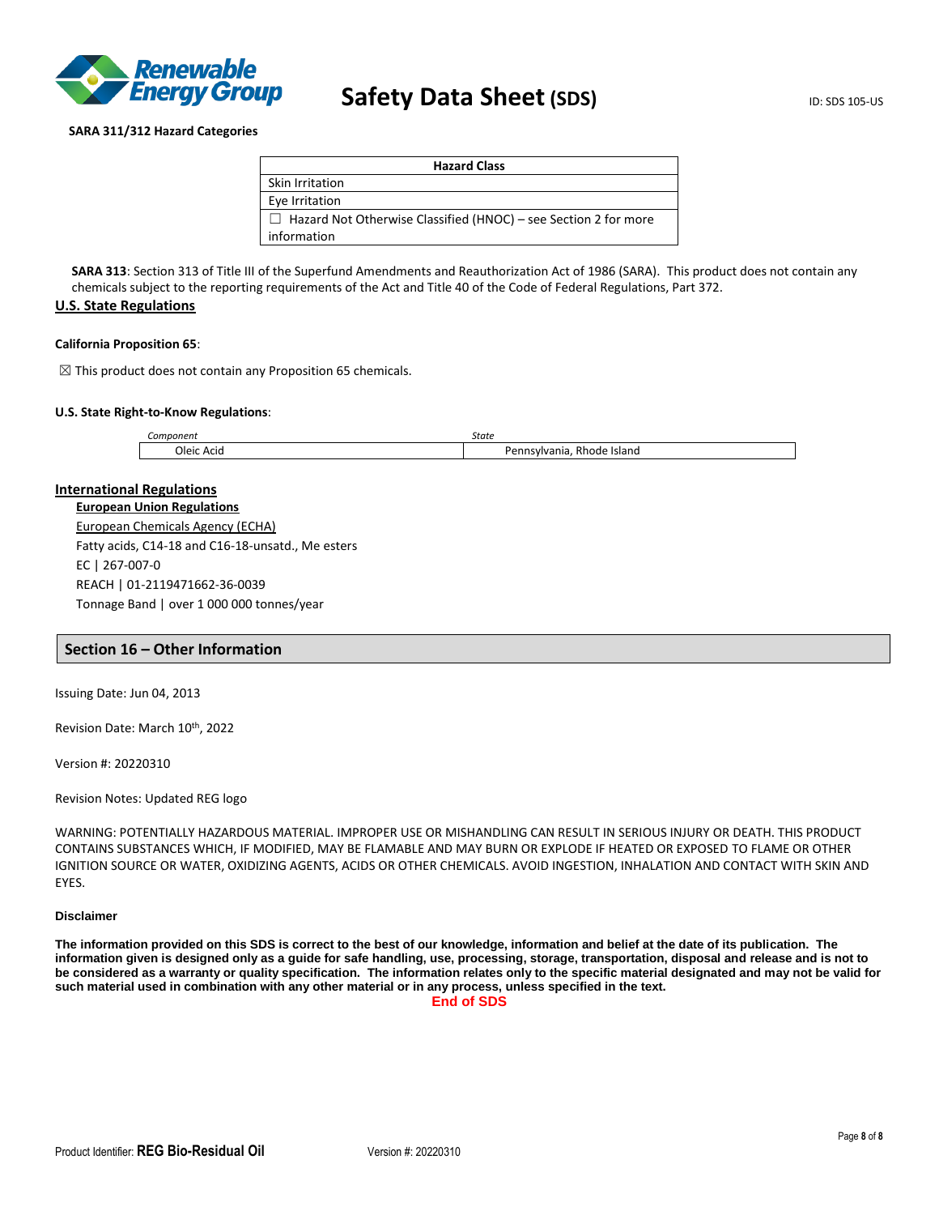**SARA 311/312 Hazard Categories**

| Hazard Class |
|---|
| Skin Irritation |
| Eye Irritation |
| ☐ Hazard Not Otherwise Classified (HNOC) – see Section 2 for more information |

**SARA 313**: Section 313 of Title III of the Superfund Amendments and Reauthorization Act of 1986 (SARA). This product does not contain any chemicals subject to the reporting requirements of the Act and Title 40 of the Code of Federal Regulations, Part 372.

**U.S. State Regulations**

**California Proposition 65**:

☒ This product does not contain any Proposition 65 chemicals.

**U.S. State Right-to-Know Regulations**:

| *Component* | *State* |
|---|---|
| Oleic Acid | Pennsylvania, Rhode Island |

**International Regulations**

**European Union Regulations**

European Chemicals Agency (ECHA)

Fatty acids, C14-18 and C16-18-unsatd., Me esters

EC | 267-007-0

REACH | 01-2119471662-36-0039

Tonnage Band | over 1 000 000 tonnes/year

## Section 16 – Other Information

Issuing Date: Jun 04, 2013

Revision Date: March 10th, 2022

Version #: 20220310

Revision Notes: Updated REG logo

WARNING: POTENTIALLY HAZARDOUS MATERIAL. IMPROPER USE OR MISHANDLING CAN RESULT IN SERIOUS INJURY OR DEATH. THIS PRODUCT CONTAINS SUBSTANCES WHICH, IF MODIFIED, MAY BE FLAMABLE AND MAY BURN OR EXPLODE IF HEATED OR EXPOSED TO FLAME OR OTHER IGNITION SOURCE OR WATER, OXIDIZING AGENTS, ACIDS OR OTHER CHEMICALS. AVOID INGESTION, INHALATION AND CONTACT WITH SKIN AND EYES.

**Disclaimer**

**The information provided on this SDS is correct to the best of our knowledge, information and belief at the date of its publication. The information given is designed only as a guide for safe handling, use, processing, storage, transportation, disposal and release and is not to be considered as a warranty or quality specification. The information relates only to the specific material designated and may not be valid for such material used in combination with any other material or in any process, unless specified in the text.**

**End of SDS**